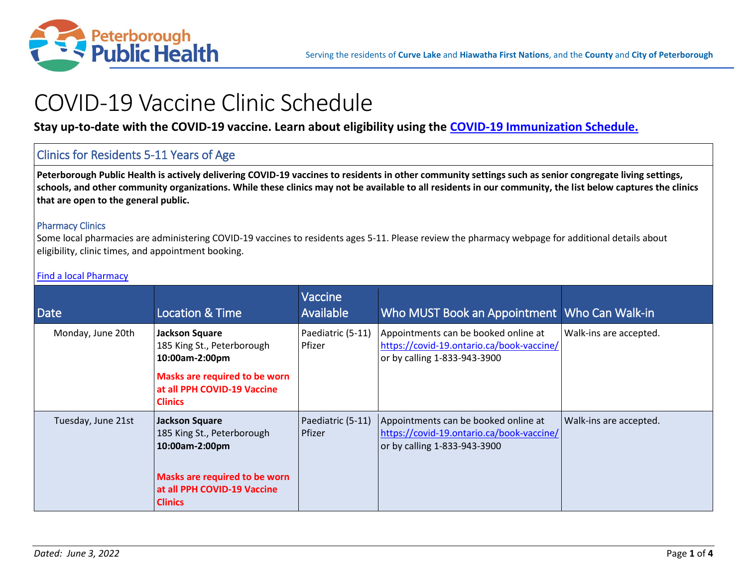Peterborough Public Health

Serving the residents of **Curve Lake** and **Hiawatha First Nations**, and the **County** and **City of Peterborough**

# COVID-19 Vaccine Clinic Schedule

**Stay up-to-date with the COVID-19 vaccine. Learn about eligibility using the [COVID-19 Immunization Schedule.](#)**

## Clinics for Residents 5-11 Years of Age

**Peterborough Public Health is actively delivering COVID-19 vaccines to residents in other community settings such as senior congregate living settings, schools, and other community organizations. While these clinics may not be available to all residents in our community, the list below captures the clinics that are open to the general public.**

### Pharmacy Clinics

Some local pharmacies are administering COVID-19 vaccines to residents ages 5-11. Please review the pharmacy webpage for additional details about eligibility, clinic times, and appointment booking.

[Find a local Pharmacy](#)

| Date | Location & Time | Vaccine Available | Who MUST Book an Appointment | Who Can Walk-in |
|---|---|---|---|---|
| Monday, June 20th | **Jackson Square**<br>185 King St., Peterborough<br>**10:00am-2:00pm**<br>**Masks are required to be worn at all PPH COVID-19 Vaccine Clinics** | Paediatric (5-11) Pfizer | Appointments can be booked online at https://covid-19.ontario.ca/book-vaccine/ or by calling 1-833-943-3900 | Walk-ins are accepted. |
| Tuesday, June 21st | **Jackson Square**<br>185 King St., Peterborough<br>**10:00am-2:00pm**<br>**Masks are required to be worn at all PPH COVID-19 Vaccine Clinics** | Paediatric (5-11) Pfizer | Appointments can be booked online at https://covid-19.ontario.ca/book-vaccine/ or by calling 1-833-943-3900 | Walk-ins are accepted. |

*Dated: June 3, 2022*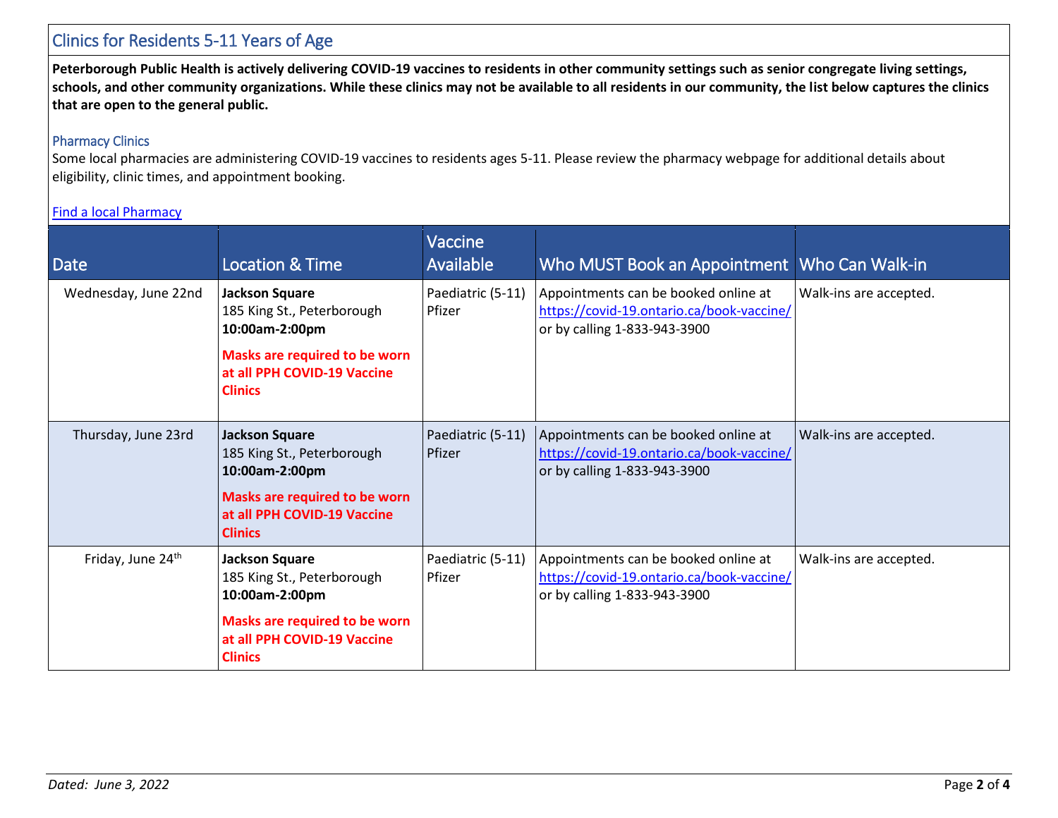## Clinics for Residents 5-11 Years of Age

**Peterborough Public Health is actively delivering COVID-19 vaccines to residents in other community settings such as senior congregate living settings, schools, and other community organizations. While these clinics may not be available to all residents in our community, the list below captures the clinics that are open to the general public.**

### Pharmacy Clinics

Some local pharmacies are administering COVID-19 vaccines to residents ages 5-11. Please review the pharmacy webpage for additional details about eligibility, clinic times, and appointment booking.

[Find a local Pharmacy]

| Date | Location & Time | Vaccine Available | Who MUST Book an Appointment | Who Can Walk-in |
|---|---|---|---|---|
| Wednesday, June 22nd | **Jackson Square**<br>185 King St., Peterborough<br>**10:00am-2:00pm**<br>**Masks are required to be worn at all PPH COVID-19 Vaccine Clinics** | Paediatric (5-11) Pfizer | Appointments can be booked online at https://covid-19.ontario.ca/book-vaccine/ or by calling 1-833-943-3900 | Walk-ins are accepted. |
| Thursday, June 23rd | **Jackson Square**<br>185 King St., Peterborough<br>**10:00am-2:00pm**<br>**Masks are required to be worn at all PPH COVID-19 Vaccine Clinics** | Paediatric (5-11) Pfizer | Appointments can be booked online at https://covid-19.ontario.ca/book-vaccine/ or by calling 1-833-943-3900 | Walk-ins are accepted. |
| Friday, June 24th | **Jackson Square**<br>185 King St., Peterborough<br>**10:00am-2:00pm**<br>**Masks are required to be worn at all PPH COVID-19 Vaccine Clinics** | Paediatric (5-11) Pfizer | Appointments can be booked online at https://covid-19.ontario.ca/book-vaccine/ or by calling 1-833-943-3900 | Walk-ins are accepted. |

*Dated: June 3, 2022*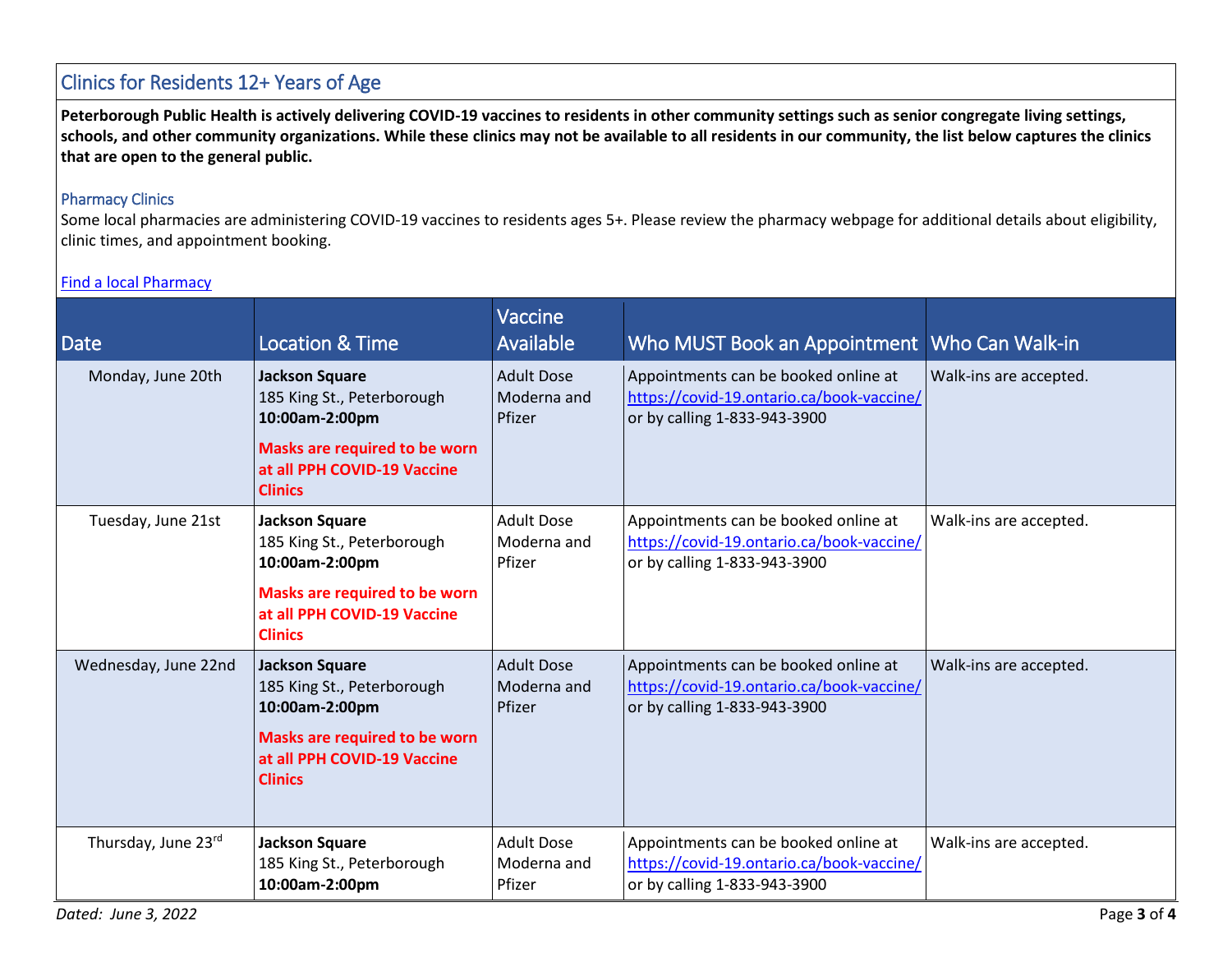## Clinics for Residents 12+ Years of Age

**Peterborough Public Health is actively delivering COVID-19 vaccines to residents in other community settings such as senior congregate living settings, schools, and other community organizations. While these clinics may not be available to all residents in our community, the list below captures the clinics that are open to the general public.**

### Pharmacy Clinics

Some local pharmacies are administering COVID-19 vaccines to residents ages 5+. Please review the pharmacy webpage for additional details about eligibility, clinic times, and appointment booking.

[Find a local Pharmacy]

| Date | Location & Time | Vaccine Available | Who MUST Book an Appointment | Who Can Walk-in |
|---|---|---|---|---|
| Monday, June 20th | **Jackson Square**<br>185 King St., Peterborough<br>**10:00am-2:00pm**<br>**Masks are required to be worn at all PPH COVID-19 Vaccine Clinics** | Adult Dose Moderna and Pfizer | Appointments can be booked online at https://covid-19.ontario.ca/book-vaccine/ or by calling 1-833-943-3900 | Walk-ins are accepted. |
| Tuesday, June 21st | **Jackson Square**<br>185 King St., Peterborough<br>**10:00am-2:00pm**<br>**Masks are required to be worn at all PPH COVID-19 Vaccine Clinics** | Adult Dose Moderna and Pfizer | Appointments can be booked online at https://covid-19.ontario.ca/book-vaccine/ or by calling 1-833-943-3900 | Walk-ins are accepted. |
| Wednesday, June 22nd | **Jackson Square**<br>185 King St., Peterborough<br>**10:00am-2:00pm**<br>**Masks are required to be worn at all PPH COVID-19 Vaccine Clinics** | Adult Dose Moderna and Pfizer | Appointments can be booked online at https://covid-19.ontario.ca/book-vaccine/ or by calling 1-833-943-3900 | Walk-ins are accepted. |
| Thursday, June 23rd | **Jackson Square**<br>185 King St., Peterborough<br>**10:00am-2:00pm** | Adult Dose Moderna and Pfizer | Appointments can be booked online at https://covid-19.ontario.ca/book-vaccine/ or by calling 1-833-943-3900 | Walk-ins are accepted. |

*Dated: June 3, 2022*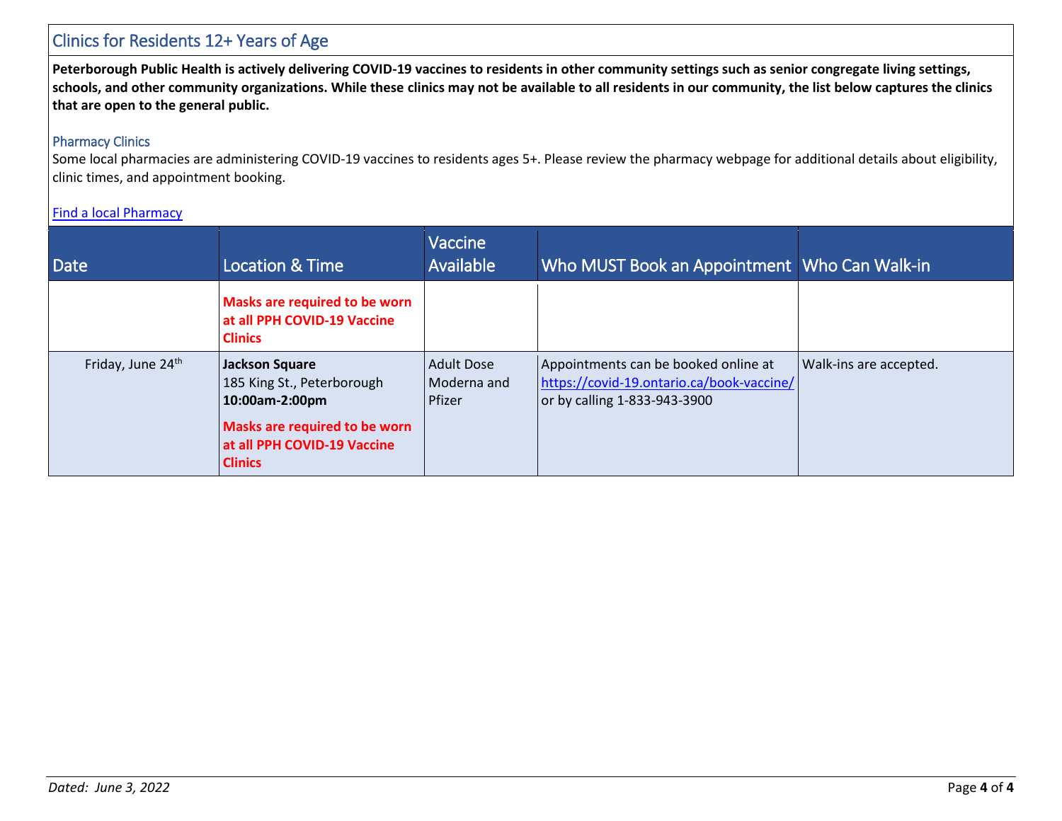## Clinics for Residents 12+ Years of Age

**Peterborough Public Health is actively delivering COVID-19 vaccines to residents in other community settings such as senior congregate living settings, schools, and other community organizations. While these clinics may not be available to all residents in our community, the list below captures the clinics that are open to the general public.**

### Pharmacy Clinics

Some local pharmacies are administering COVID-19 vaccines to residents ages 5+. Please review the pharmacy webpage for additional details about eligibility, clinic times, and appointment booking.

[Find a local Pharmacy]

| Date | Location & Time | Vaccine Available | Who MUST Book an Appointment | Who Can Walk-in |
|---|---|---|---|---|
| | **Masks are required to be worn at all PPH COVID-19 Vaccine Clinics** | | | |
| Friday, June 24th | **Jackson Square** 185 King St., Peterborough **10:00am-2:00pm** **Masks are required to be worn at all PPH COVID-19 Vaccine Clinics** | Adult Dose Moderna and Pfizer | Appointments can be booked online at https://covid-19.ontario.ca/book-vaccine/ or by calling 1-833-943-3900 | Walk-ins are accepted. |

*Dated: June 3, 2022*